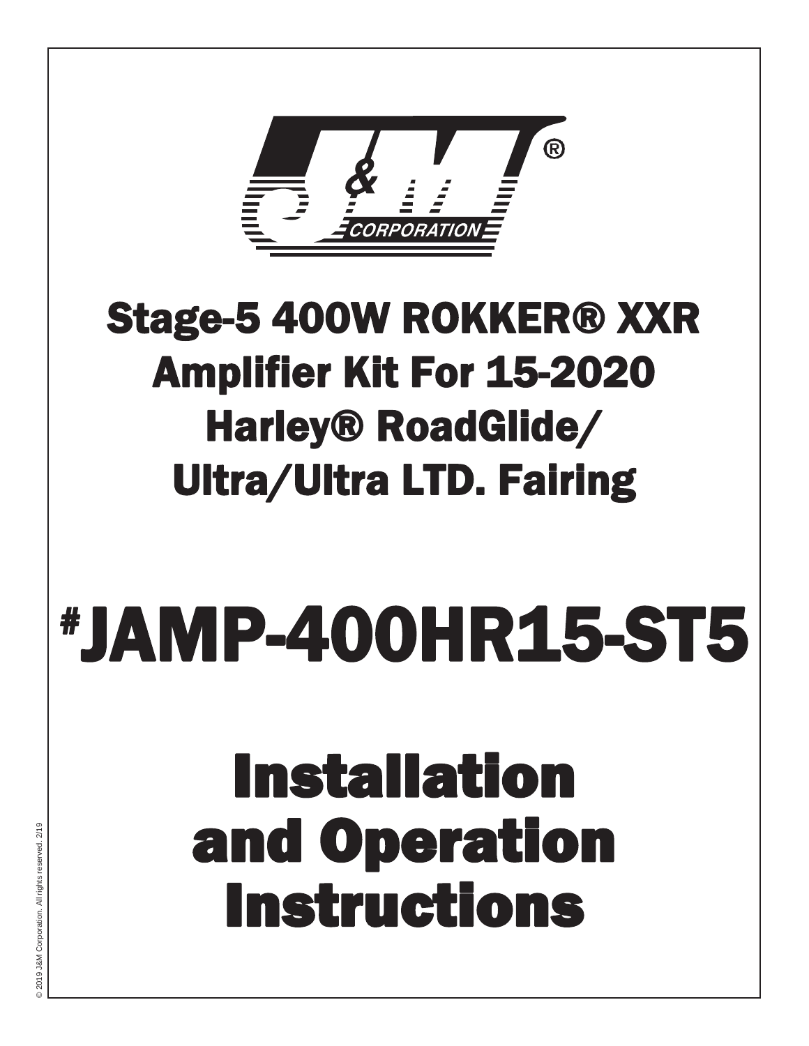# Stage-5 400W ROKKER® XXR Amplifier Kit For 15-2020 Harley® RoadGlide/ Ultra/Ultra LTD. Fairing

# #JAMP-400HR15-ST5

# Installation and Operation Instructions

© 2019 J&M Corporation. All rights reserved. 2/19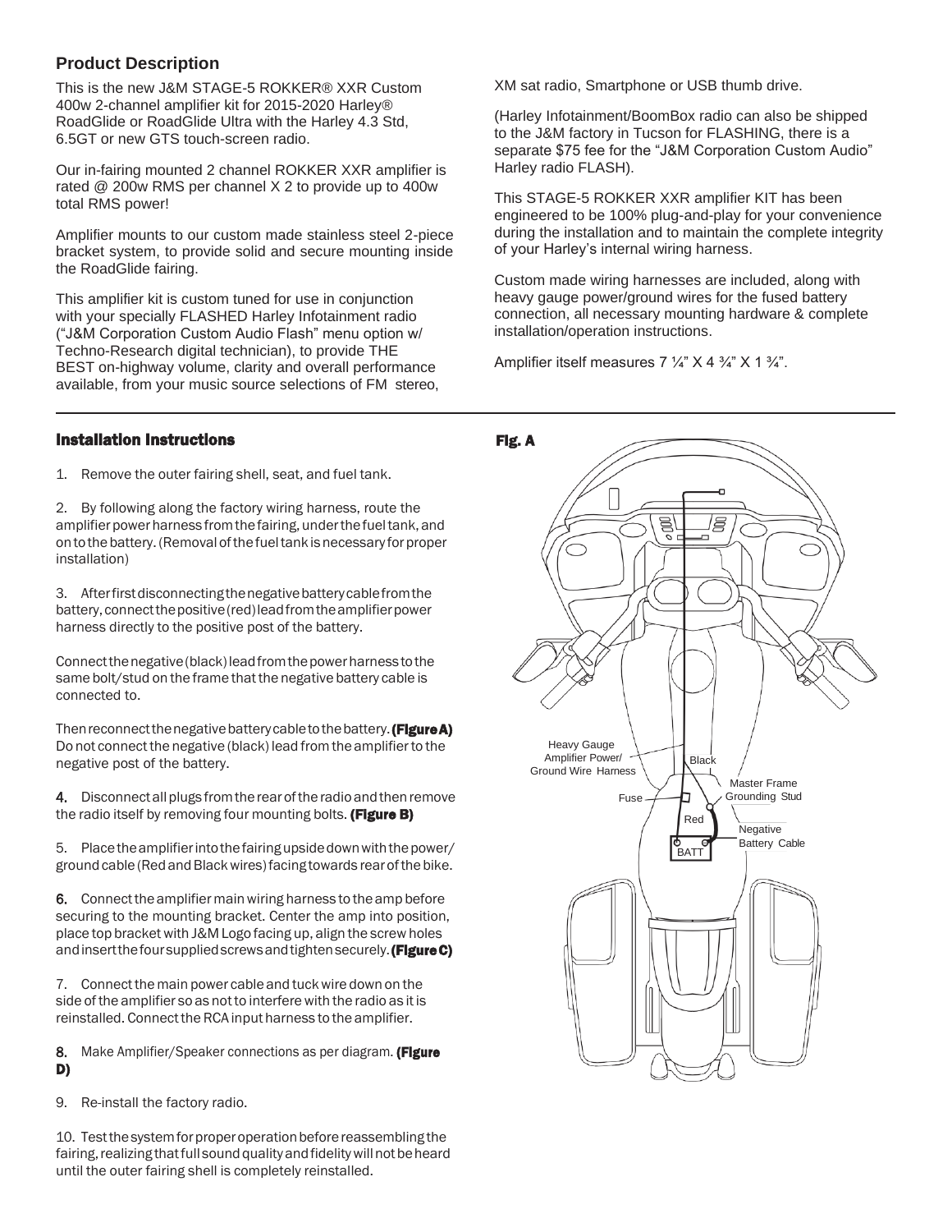## Product Description

This is the new J&M STAGE-5 ROKKER® XXR Custom 400w 2-channel amplifier kit for 2015-2020 Harley® RoadGlide or RoadGlide Ultra with the Harley 4.3 Std, 6.5GT or new GTS touch-screen radio.

Our in-fairing mounted 2 channel ROKKER XXR amplifier is rated @ 200w RMS per channel X 2 to provide up to 400w total RMS power!

Amplifier mounts to our custom made stainless steel 2-piece bracket system, to provide solid and secure mounting inside the RoadGlide fairing.

This amplifier kit is custom tuned for use in conjunction with your specially FLASHED Harley Infotainment radio ("J&M Corporation Custom Audio Flash" menu option w/ Techno-Research digital technician), to provide THE BEST on-highway volume, clarity and overall performance available, from your music source selections of FM stereo, XM sat radio, Smartphone or USB thumb drive.

(Harley Infotainment/BoomBox radio can also be shipped to the J&M factory in Tucson for FLASHING, there is a separate $75 fee for the "J&M Corporation Custom Audio" Harley radio FLASH).

This STAGE-5 ROKKER XXR amplifier KIT has been engineered to be 100% plug-and-play for your convenience during the installation and to maintain the complete integrity of your Harley's internal wiring harness.

Custom made wiring harnesses are included, along with heavy gauge power/ground wires for the fused battery connection, all necessary mounting hardware & complete installation/operation instructions.

Amplifier itself measures 7 ¼" X 4 ¾" X 1 ¾".

## Installation Instructions

1. Remove the outer fairing shell, seat, and fuel tank.

2. By following along the factory wiring harness, route the amplifier power harness from the fairing, under the fuel tank, and on to the battery. (Removal of the fuel tank is necessary for proper installation)

3. After first disconnecting the negative battery cable from the battery, connect the positive (red) lead from the amplifier power harness directly to the positive post of the battery.

Connect the negative (black) lead from the power harness to the same bolt/stud on the frame that the negative battery cable is connected to.

Then reconnect the negative battery cable to the battery. **(Figure A)** Do not connect the negative (black) lead from the amplifier to the negative post of the battery.

4. Disconnect all plugs from the rear of the radio and then remove the radio itself by removing four mounting bolts. **(Figure B)**

5. Place the amplifier into the fairing upside down with the power/ground cable (Red and Black wires) facing towards rear of the bike.

6. Connect the amplifier main wiring harness to the amp before securing to the mounting bracket. Center the amp into position, place top bracket with J&M Logo facing up, align the screw holes and insert the four supplied screws and tighten securely. **(Figure C)**

7. Connect the main power cable and tuck wire down on the side of the amplifier so as not to interfere with the radio as it is reinstalled. Connect the RCA input harness to the amplifier.

8. Make Amplifier/Speaker connections as per diagram. **(Figure D)**

9. Re-install the factory radio.

10. Test the system for proper operation before reassembling the fairing, realizing that full sound quality and fidelity will not be heard until the outer fairing shell is completely reinstalled.

**Fig. A**

Heavy Gauge Amplifier Power/ Ground Wire Harness

Black

Master Frame Grounding Stud

Fuse

Red

Negative Battery Cable

BATT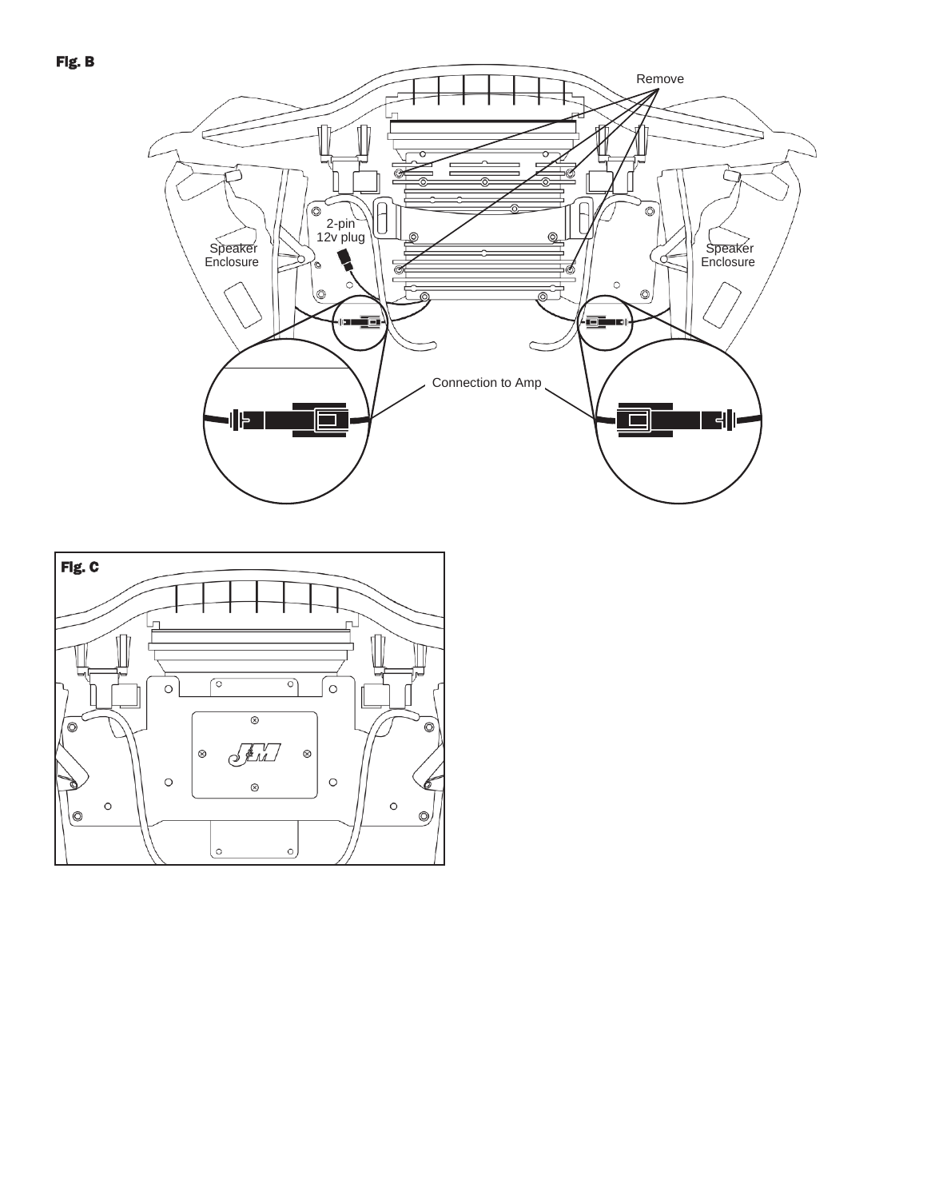Fig. B

Remove

2-pin
12v plug

Speaker
Enclosure

Speaker
Enclosure

Connection to Amp

Fig. C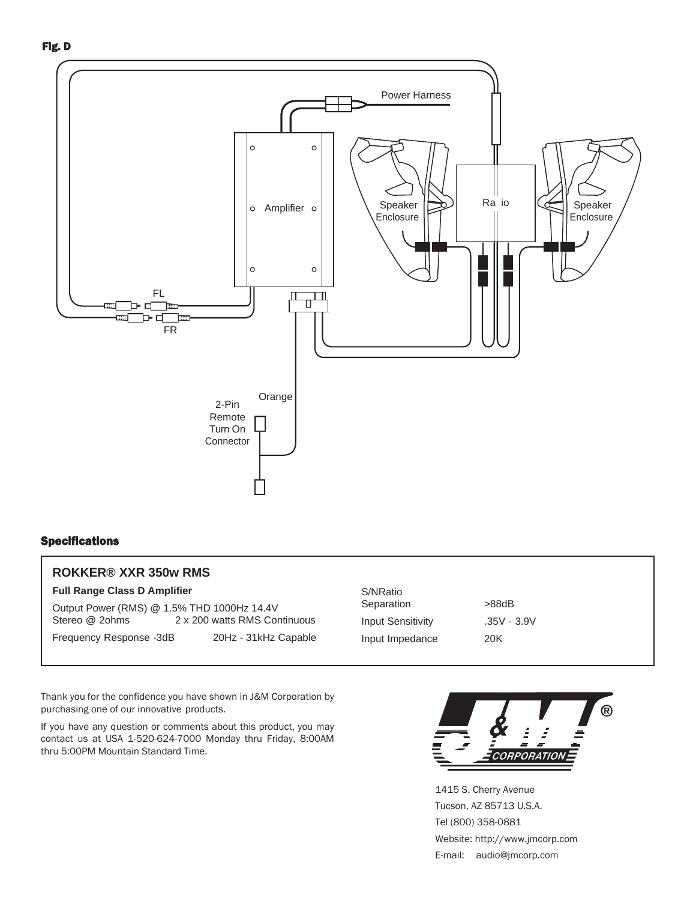**Fig. D**

Power Harness

Amplifier

Speaker Enclosure

Radio

Speaker Enclosure

FL

FR

Orange

2-Pin Remote Turn On Connector

## Specifications

**ROKKER® XXR 350w RMS**

**Full Range Class D Amplifier**

| | | | |
|---|---|---|---|
| Output Power (RMS) @ 1.5% THD 1000Hz 14.4V Stereo @ 2ohms | 2 x 200 watts RMS Continuous | S/NRatio Separation | >88dB |
| Frequency Response -3dB | 20Hz - 31kHz Capable | Input Sensitivity | .35V - 3.9V |
| | | Input Impedance | 20K |

Thank you for the confidence you have shown in J&M Corporation by purchasing one of our innovative products.

If you have any question or comments about this product, you may contact us at USA 1-520-624-7000 Monday thru Friday, 8:00AM thru 5:00PM Mountain Standard Time.

J&M® CORPORATION

1415 S. Cherry Avenue
Tucson, AZ 85713 U.S.A.
Tel (800) 358-0881
Website: http://www.jmcorp.com
E-mail: audio@jmcorp.com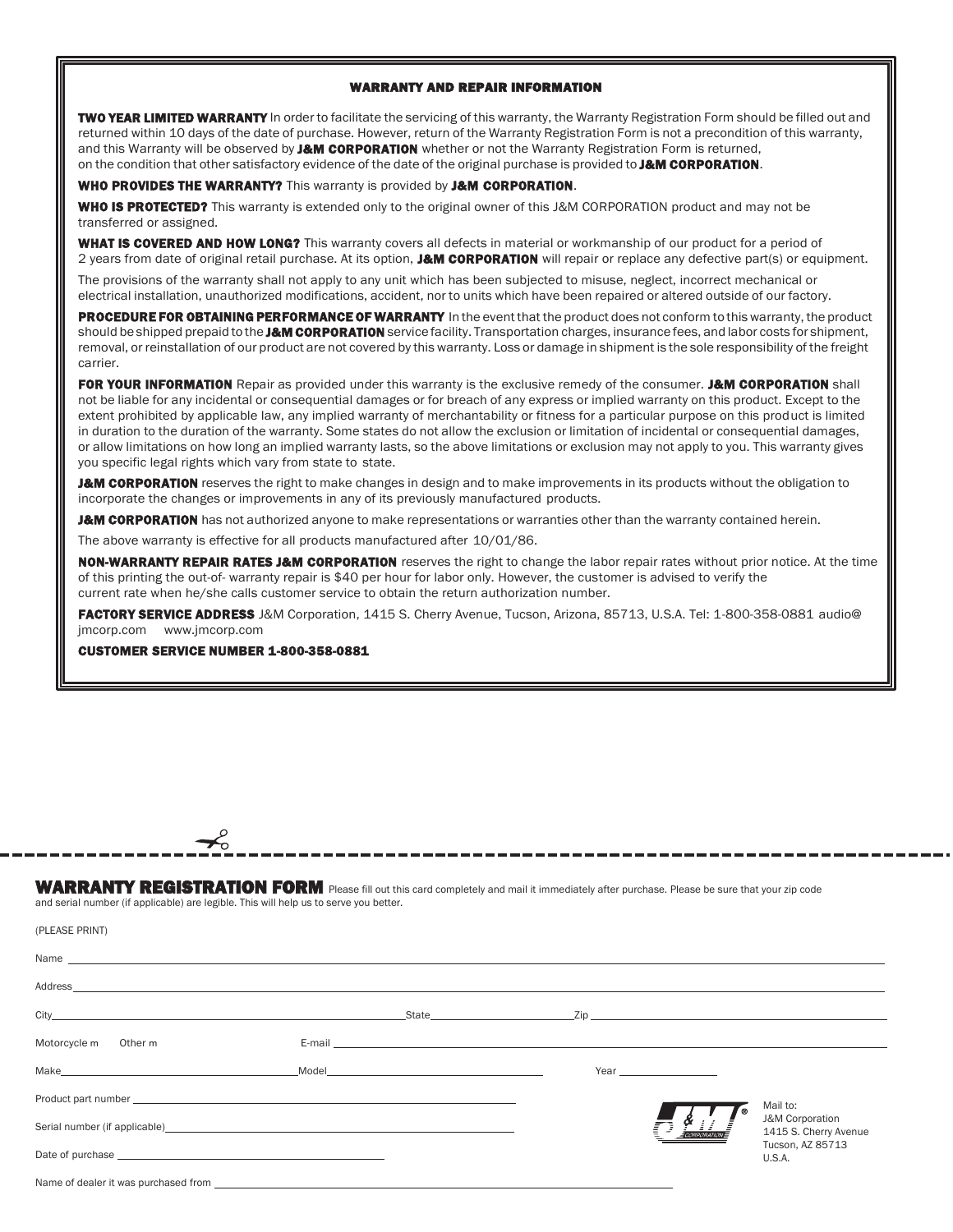## WARRANTY AND REPAIR INFORMATION

**TWO YEAR LIMITED WARRANTY** In order to facilitate the servicing of this warranty, the Warranty Registration Form should be filled out and returned within 10 days of the date of purchase. However, return of the Warranty Registration Form is not a precondition of this warranty, and this Warranty will be observed by **J&M CORPORATION** whether or not the Warranty Registration Form is returned, on the condition that other satisfactory evidence of the date of the original purchase is provided to **J&M CORPORATION**.

**WHO PROVIDES THE WARRANTY?** This warranty is provided by **J&M CORPORATION**.

**WHO IS PROTECTED?** This warranty is extended only to the original owner of this J&M CORPORATION product and may not be transferred or assigned.

**WHAT IS COVERED AND HOW LONG?** This warranty covers all defects in material or workmanship of our product for a period of 2 years from date of original retail purchase. At its option, **J&M CORPORATION** will repair or replace any defective part(s) or equipment.

The provisions of the warranty shall not apply to any unit which has been subjected to misuse, neglect, incorrect mechanical or electrical installation, unauthorized modifications, accident, nor to units which have been repaired or altered outside of our factory.

**PROCEDURE FOR OBTAINING PERFORMANCE OF WARRANTY** In the event that the product does not conform to this warranty, the product should be shipped prepaid to the **J&M CORPORATION** service facility. Transportation charges, insurance fees, and labor costs for shipment, removal, or reinstallation of our product are not covered by this warranty. Loss or damage in shipment is the sole responsibility of the freight carrier.

**FOR YOUR INFORMATION** Repair as provided under this warranty is the exclusive remedy of the consumer. **J&M CORPORATION** shall not be liable for any incidental or consequential damages or for breach of any express or implied warranty on this product. Except to the extent prohibited by applicable law, any implied warranty of merchantability or fitness for a particular purpose on this product is limited in duration to the duration of the warranty. Some states do not allow the exclusion or limitation of incidental or consequential damages, or allow limitations on how long an implied warranty lasts, so the above limitations or exclusion may not apply to you. This warranty gives you specific legal rights which vary from state to state.

**J&M CORPORATION** reserves the right to make changes in design and to make improvements in its products without the obligation to incorporate the changes or improvements in any of its previously manufactured products.

**J&M CORPORATION** has not authorized anyone to make representations or warranties other than the warranty contained herein.

The above warranty is effective for all products manufactured after 10/01/86.

**NON-WARRANTY REPAIR RATES J&M CORPORATION** reserves the right to change the labor repair rates without prior notice. At the time of this printing the out-of- warranty repair is $40 per hour for labor only. However, the customer is advised to verify the current rate when he/she calls customer service to obtain the return authorization number.

**FACTORY SERVICE ADDRESS** J&M Corporation, 1415 S. Cherry Avenue, Tucson, Arizona, 85713, U.S.A. Tel: 1-800-358-0881 audio@jmcorp.com www.jmcorp.com

**CUSTOMER SERVICE NUMBER 1-800-358-0881**

---

## WARRANTY REGISTRATION FORM

Please fill out this card completely and mail it immediately after purchase. Please be sure that your zip code and serial number (if applicable) are legible. This will help us to serve you better.

(PLEASE PRINT)

Name ____________________

Address ____________________

City ____________________ State ____________ Zip ____________

Motorcycle ☐ Other ☐ E-mail ____________________

Make ____________ Model ____________ Year ____________

Product part number ____________________

Serial number (if applicable) ____________________

Date of purchase ____________________

Name of dealer it was purchased from ____________________

Mail to:
J&M Corporation
1415 S. Cherry Avenue
Tucson, AZ 85713
U.S.A.